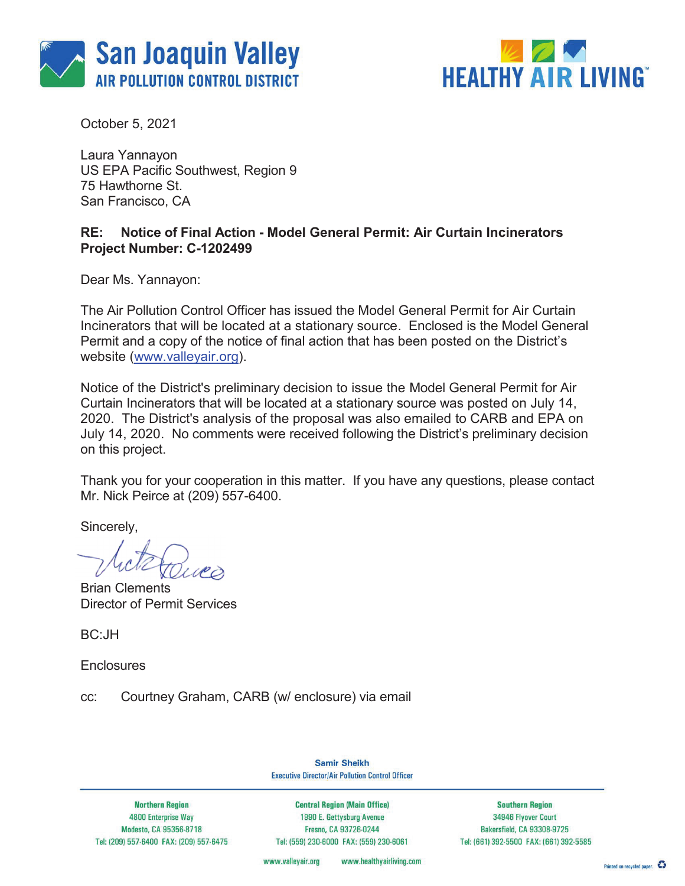San Joaquin Valley
AIR POLLUTION CONTROL DISTRICT

HEALTHY AIR LIVING™

October 5, 2021

Laura Yannayon
US EPA Pacific Southwest, Region 9
75 Hawthorne St.
San Francisco, CA

**RE: Notice of Final Action - Model General Permit: Air Curtain Incinerators**
**Project Number: C-1202499**

Dear Ms. Yannayon:

The Air Pollution Control Officer has issued the Model General Permit for Air Curtain Incinerators that will be located at a stationary source. Enclosed is the Model General Permit and a copy of the notice of final action that has been posted on the District's website (www.valleyair.org).

Notice of the District's preliminary decision to issue the Model General Permit for Air Curtain Incinerators that will be located at a stationary source was posted on July 14, 2020. The District's analysis of the proposal was also emailed to CARB and EPA on July 14, 2020. No comments were received following the District's preliminary decision on this project.

Thank you for your cooperation in this matter. If you have any questions, please contact Mr. Nick Peirce at (209) 557-6400.

Sincerely,

Brian Clements
Director of Permit Services

BC:JH

Enclosures

cc: Courtney Graham, CARB (w/ enclosure) via email

Samir Sheikh
Executive Director/Air Pollution Control Officer

| Northern Region | Central Region (Main Office) | Southern Region |
| --- | --- | --- |
| 4800 Enterprise Way | 1990 E. Gettysburg Avenue | 34946 Flyover Court |
| Modesto, CA 95356-8718 | Fresno, CA 93726-0244 | Bakersfield, CA 93308-9725 |
| Tel: (209) 557-6400 FAX: (209) 557-6475 | Tel: (559) 230-6000 FAX: (559) 230-6061 | Tel: (661) 392-5500 FAX: (661) 392-5585 |

www.valleyair.org www.healthyairliving.com

Printed on recycled paper.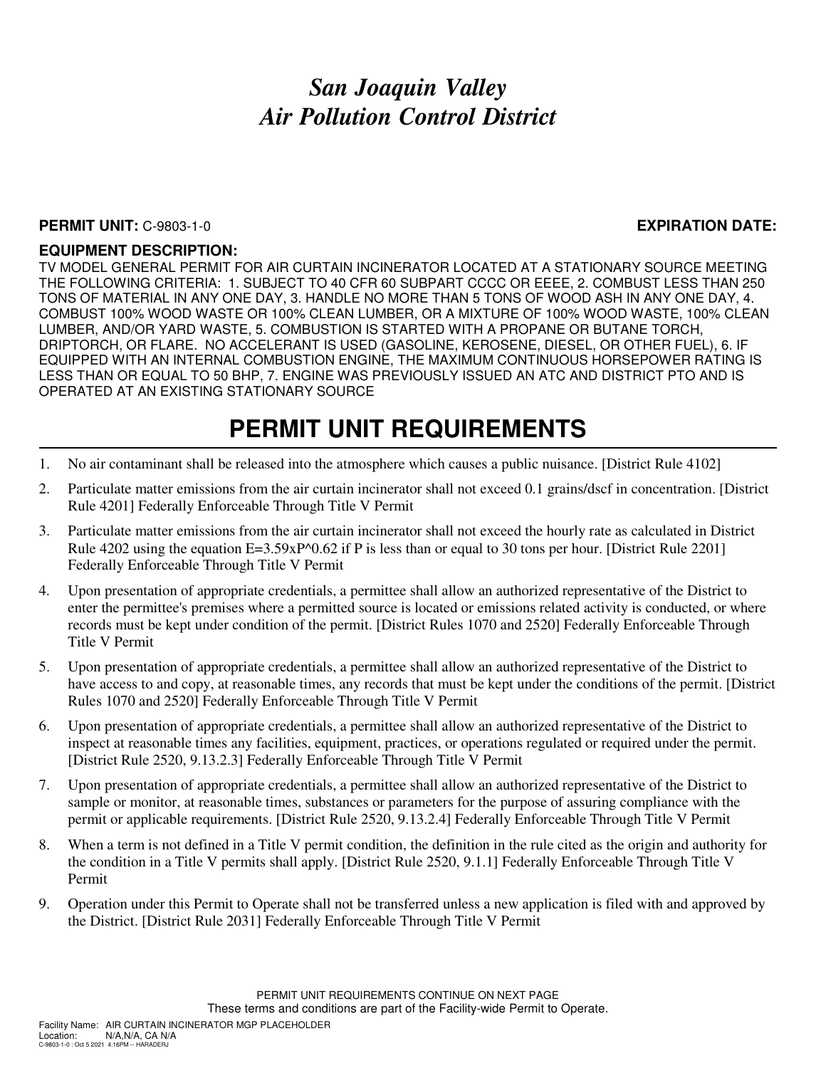# *San Joaquin Valley Air Pollution Control District*

**PERMIT UNIT:** C-9803-1-0 **EXPIRATION DATE:**

**EQUIPMENT DESCRIPTION:**

TV MODEL GENERAL PERMIT FOR AIR CURTAIN INCINERATOR LOCATED AT A STATIONARY SOURCE MEETING THE FOLLOWING CRITERIA: 1. SUBJECT TO 40 CFR 60 SUBPART CCCC OR EEEE, 2. COMBUST LESS THAN 250 TONS OF MATERIAL IN ANY ONE DAY, 3. HANDLE NO MORE THAN 5 TONS OF WOOD ASH IN ANY ONE DAY, 4. COMBUST 100% WOOD WASTE OR 100% CLEAN LUMBER, OR A MIXTURE OF 100% WOOD WASTE, 100% CLEAN LUMBER, AND/OR YARD WASTE, 5. COMBUSTION IS STARTED WITH A PROPANE OR BUTANE TORCH, DRIPTORCH, OR FLARE. NO ACCELERANT IS USED (GASOLINE, KEROSENE, DIESEL, OR OTHER FUEL), 6. IF EQUIPPED WITH AN INTERNAL COMBUSTION ENGINE, THE MAXIMUM CONTINUOUS HORSEPOWER RATING IS LESS THAN OR EQUAL TO 50 BHP, 7. ENGINE WAS PREVIOUSLY ISSUED AN ATC AND DISTRICT PTO AND IS OPERATED AT AN EXISTING STATIONARY SOURCE

# PERMIT UNIT REQUIREMENTS

1. No air contaminant shall be released into the atmosphere which causes a public nuisance. [District Rule 4102]
2. Particulate matter emissions from the air curtain incinerator shall not exceed 0.1 grains/dscf in concentration. [District Rule 4201] Federally Enforceable Through Title V Permit
3. Particulate matter emissions from the air curtain incinerator shall not exceed the hourly rate as calculated in District Rule 4202 using the equation $E=3.59xP^{0.62}$ if P is less than or equal to 30 tons per hour. [District Rule 2201] Federally Enforceable Through Title V Permit
4. Upon presentation of appropriate credentials, a permittee shall allow an authorized representative of the District to enter the permittee's premises where a permitted source is located or emissions related activity is conducted, or where records must be kept under condition of the permit. [District Rules 1070 and 2520] Federally Enforceable Through Title V Permit
5. Upon presentation of appropriate credentials, a permittee shall allow an authorized representative of the District to have access to and copy, at reasonable times, any records that must be kept under the conditions of the permit. [District Rules 1070 and 2520] Federally Enforceable Through Title V Permit
6. Upon presentation of appropriate credentials, a permittee shall allow an authorized representative of the District to inspect at reasonable times any facilities, equipment, practices, or operations regulated or required under the permit. [District Rule 2520, 9.13.2.3] Federally Enforceable Through Title V Permit
7. Upon presentation of appropriate credentials, a permittee shall allow an authorized representative of the District to sample or monitor, at reasonable times, substances or parameters for the purpose of assuring compliance with the permit or applicable requirements. [District Rule 2520, 9.13.2.4] Federally Enforceable Through Title V Permit
8. When a term is not defined in a Title V permit condition, the definition in the rule cited as the origin and authority for the condition in a Title V permits shall apply. [District Rule 2520, 9.1.1] Federally Enforceable Through Title V Permit
9. Operation under this Permit to Operate shall not be transferred unless a new application is filed with and approved by the District. [District Rule 2031] Federally Enforceable Through Title V Permit

PERMIT UNIT REQUIREMENTS CONTINUE ON NEXT PAGE
These terms and conditions are part of the Facility-wide Permit to Operate.

Facility Name: AIR CURTAIN INCINERATOR MGP PLACEHOLDER
Location: N/A,N/A, CA N/A
C-9803-1-0 : Oct 5 2021 4:16PM -- HARADERJ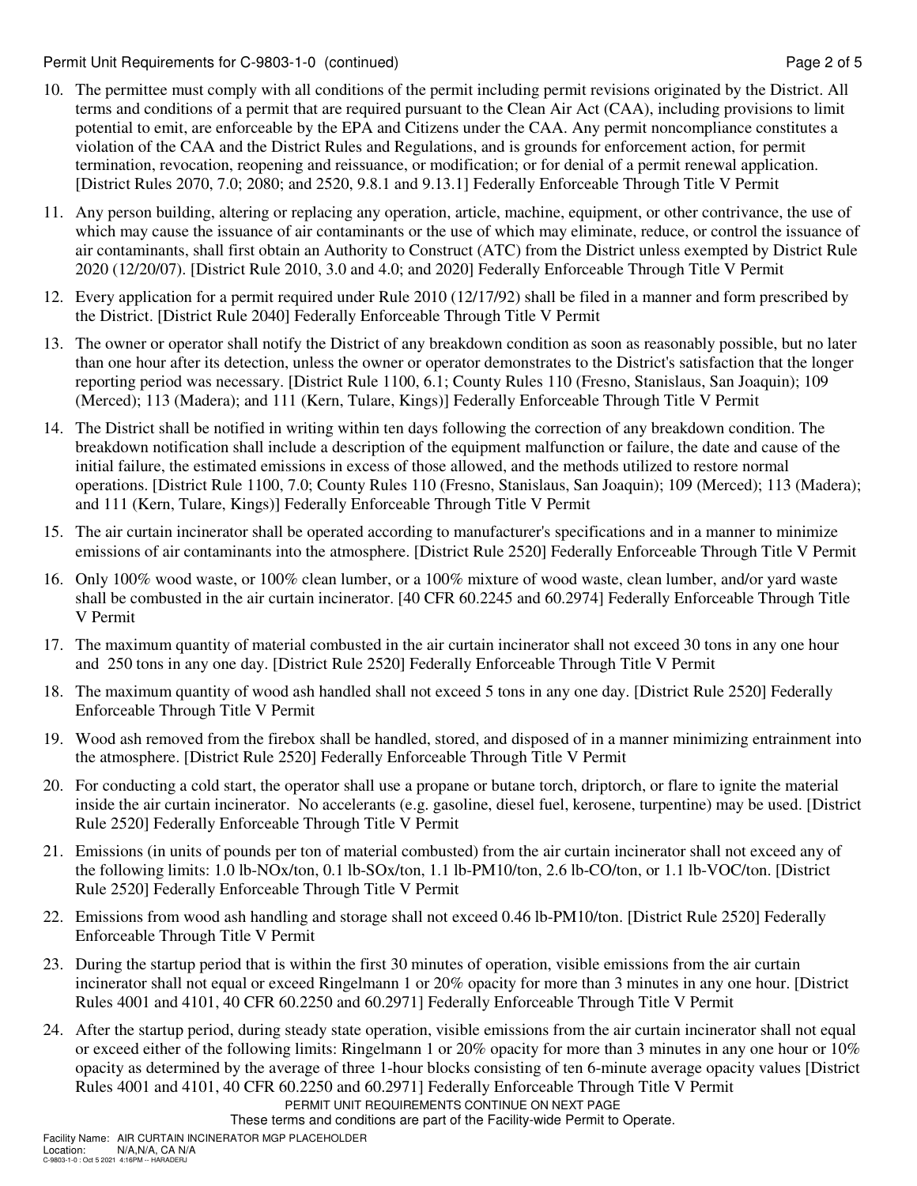10. The permittee must comply with all conditions of the permit including permit revisions originated by the District. All terms and conditions of a permit that are required pursuant to the Clean Air Act (CAA), including provisions to limit potential to emit, are enforceable by the EPA and Citizens under the CAA. Any permit noncompliance constitutes a violation of the CAA and the District Rules and Regulations, and is grounds for enforcement action, for permit termination, revocation, reopening and reissuance, or modification; or for denial of a permit renewal application. [District Rules 2070, 7.0; 2080; and 2520, 9.8.1 and 9.13.1] Federally Enforceable Through Title V Permit

11. Any person building, altering or replacing any operation, article, machine, equipment, or other contrivance, the use of which may cause the issuance of air contaminants or the use of which may eliminate, reduce, or control the issuance of air contaminants, shall first obtain an Authority to Construct (ATC) from the District unless exempted by District Rule 2020 (12/20/07). [District Rule 2010, 3.0 and 4.0; and 2020] Federally Enforceable Through Title V Permit

12. Every application for a permit required under Rule 2010 (12/17/92) shall be filed in a manner and form prescribed by the District. [District Rule 2040] Federally Enforceable Through Title V Permit

13. The owner or operator shall notify the District of any breakdown condition as soon as reasonably possible, but no later than one hour after its detection, unless the owner or operator demonstrates to the District's satisfaction that the longer reporting period was necessary. [District Rule 1100, 6.1; County Rules 110 (Fresno, Stanislaus, San Joaquin); 109 (Merced); 113 (Madera); and 111 (Kern, Tulare, Kings)] Federally Enforceable Through Title V Permit

14. The District shall be notified in writing within ten days following the correction of any breakdown condition. The breakdown notification shall include a description of the equipment malfunction or failure, the date and cause of the initial failure, the estimated emissions in excess of those allowed, and the methods utilized to restore normal operations. [District Rule 1100, 7.0; County Rules 110 (Fresno, Stanislaus, San Joaquin); 109 (Merced); 113 (Madera); and 111 (Kern, Tulare, Kings)] Federally Enforceable Through Title V Permit

15. The air curtain incinerator shall be operated according to manufacturer's specifications and in a manner to minimize emissions of air contaminants into the atmosphere. [District Rule 2520] Federally Enforceable Through Title V Permit

16. Only 100% wood waste, or 100% clean lumber, or a 100% mixture of wood waste, clean lumber, and/or yard waste shall be combusted in the air curtain incinerator. [40 CFR 60.2245 and 60.2974] Federally Enforceable Through Title V Permit

17. The maximum quantity of material combusted in the air curtain incinerator shall not exceed 30 tons in any one hour and 250 tons in any one day. [District Rule 2520] Federally Enforceable Through Title V Permit

18. The maximum quantity of wood ash handled shall not exceed 5 tons in any one day. [District Rule 2520] Federally Enforceable Through Title V Permit

19. Wood ash removed from the firebox shall be handled, stored, and disposed of in a manner minimizing entrainment into the atmosphere. [District Rule 2520] Federally Enforceable Through Title V Permit

20. For conducting a cold start, the operator shall use a propane or butane torch, driptorch, or flare to ignite the material inside the air curtain incinerator. No accelerants (e.g. gasoline, diesel fuel, kerosene, turpentine) may be used. [District Rule 2520] Federally Enforceable Through Title V Permit

21. Emissions (in units of pounds per ton of material combusted) from the air curtain incinerator shall not exceed any of the following limits: 1.0 lb-NOx/ton, 0.1 lb-SOx/ton, 1.1 lb-PM10/ton, 2.6 lb-CO/ton, or 1.1 lb-VOC/ton. [District Rule 2520] Federally Enforceable Through Title V Permit

22. Emissions from wood ash handling and storage shall not exceed 0.46 lb-PM10/ton. [District Rule 2520] Federally Enforceable Through Title V Permit

23. During the startup period that is within the first 30 minutes of operation, visible emissions from the air curtain incinerator shall not equal or exceed Ringelmann 1 or 20% opacity for more than 3 minutes in any one hour. [District Rules 4001 and 4101, 40 CFR 60.2250 and 60.2971] Federally Enforceable Through Title V Permit

24. After the startup period, during steady state operation, visible emissions from the air curtain incinerator shall not equal or exceed either of the following limits: Ringelmann 1 or 20% opacity for more than 3 minutes in any one hour or 10% opacity as determined by the average of three 1-hour blocks consisting of ten 6-minute average opacity values [District Rules 4001 and 4101, 40 CFR 60.2250 and 60.2971] Federally Enforceable Through Title V Permit

PERMIT UNIT REQUIREMENTS CONTINUE ON NEXT PAGE

These terms and conditions are part of the Facility-wide Permit to Operate.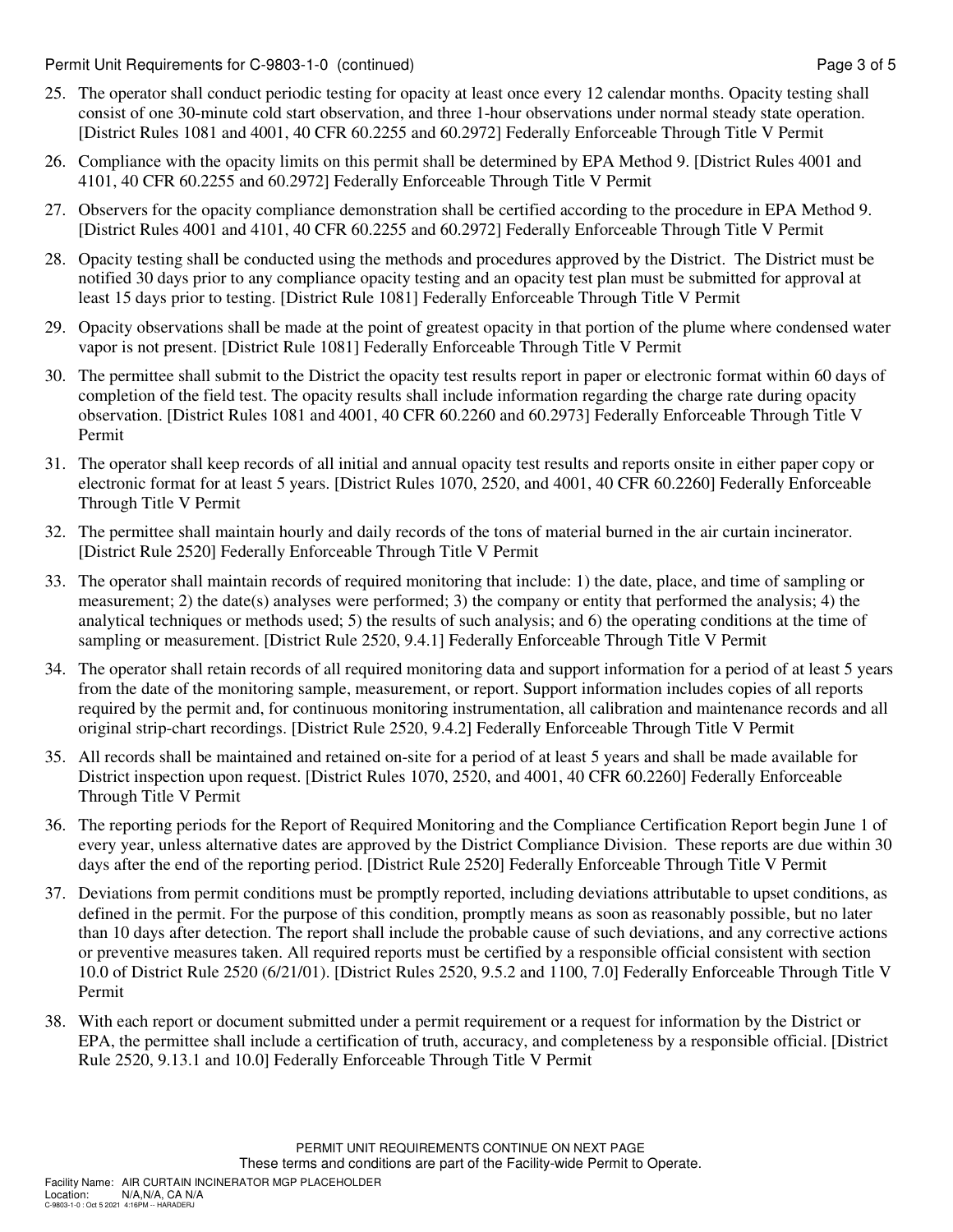25. The operator shall conduct periodic testing for opacity at least once every 12 calendar months. Opacity testing shall consist of one 30-minute cold start observation, and three 1-hour observations under normal steady state operation. [District Rules 1081 and 4001, 40 CFR 60.2255 and 60.2972] Federally Enforceable Through Title V Permit

26. Compliance with the opacity limits on this permit shall be determined by EPA Method 9. [District Rules 4001 and 4101, 40 CFR 60.2255 and 60.2972] Federally Enforceable Through Title V Permit

27. Observers for the opacity compliance demonstration shall be certified according to the procedure in EPA Method 9. [District Rules 4001 and 4101, 40 CFR 60.2255 and 60.2972] Federally Enforceable Through Title V Permit

28. Opacity testing shall be conducted using the methods and procedures approved by the District. The District must be notified 30 days prior to any compliance opacity testing and an opacity test plan must be submitted for approval at least 15 days prior to testing. [District Rule 1081] Federally Enforceable Through Title V Permit

29. Opacity observations shall be made at the point of greatest opacity in that portion of the plume where condensed water vapor is not present. [District Rule 1081] Federally Enforceable Through Title V Permit

30. The permittee shall submit to the District the opacity test results report in paper or electronic format within 60 days of completion of the field test. The opacity results shall include information regarding the charge rate during opacity observation. [District Rules 1081 and 4001, 40 CFR 60.2260 and 60.2973] Federally Enforceable Through Title V Permit

31. The operator shall keep records of all initial and annual opacity test results and reports onsite in either paper copy or electronic format for at least 5 years. [District Rules 1070, 2520, and 4001, 40 CFR 60.2260] Federally Enforceable Through Title V Permit

32. The permittee shall maintain hourly and daily records of the tons of material burned in the air curtain incinerator. [District Rule 2520] Federally Enforceable Through Title V Permit

33. The operator shall maintain records of required monitoring that include: 1) the date, place, and time of sampling or measurement; 2) the date(s) analyses were performed; 3) the company or entity that performed the analysis; 4) the analytical techniques or methods used; 5) the results of such analysis; and 6) the operating conditions at the time of sampling or measurement. [District Rule 2520, 9.4.1] Federally Enforceable Through Title V Permit

34. The operator shall retain records of all required monitoring data and support information for a period of at least 5 years from the date of the monitoring sample, measurement, or report. Support information includes copies of all reports required by the permit and, for continuous monitoring instrumentation, all calibration and maintenance records and all original strip-chart recordings. [District Rule 2520, 9.4.2] Federally Enforceable Through Title V Permit

35. All records shall be maintained and retained on-site for a period of at least 5 years and shall be made available for District inspection upon request. [District Rules 1070, 2520, and 4001, 40 CFR 60.2260] Federally Enforceable Through Title V Permit

36. The reporting periods for the Report of Required Monitoring and the Compliance Certification Report begin June 1 of every year, unless alternative dates are approved by the District Compliance Division. These reports are due within 30 days after the end of the reporting period. [District Rule 2520] Federally Enforceable Through Title V Permit

37. Deviations from permit conditions must be promptly reported, including deviations attributable to upset conditions, as defined in the permit. For the purpose of this condition, promptly means as soon as reasonably possible, but no later than 10 days after detection. The report shall include the probable cause of such deviations, and any corrective actions or preventive measures taken. All required reports must be certified by a responsible official consistent with section 10.0 of District Rule 2520 (6/21/01). [District Rules 2520, 9.5.2 and 1100, 7.0] Federally Enforceable Through Title V Permit

38. With each report or document submitted under a permit requirement or a request for information by the District or EPA, the permittee shall include a certification of truth, accuracy, and completeness by a responsible official. [District Rule 2520, 9.13.1 and 10.0] Federally Enforceable Through Title V Permit

PERMIT UNIT REQUIREMENTS CONTINUE ON NEXT PAGE
These terms and conditions are part of the Facility-wide Permit to Operate.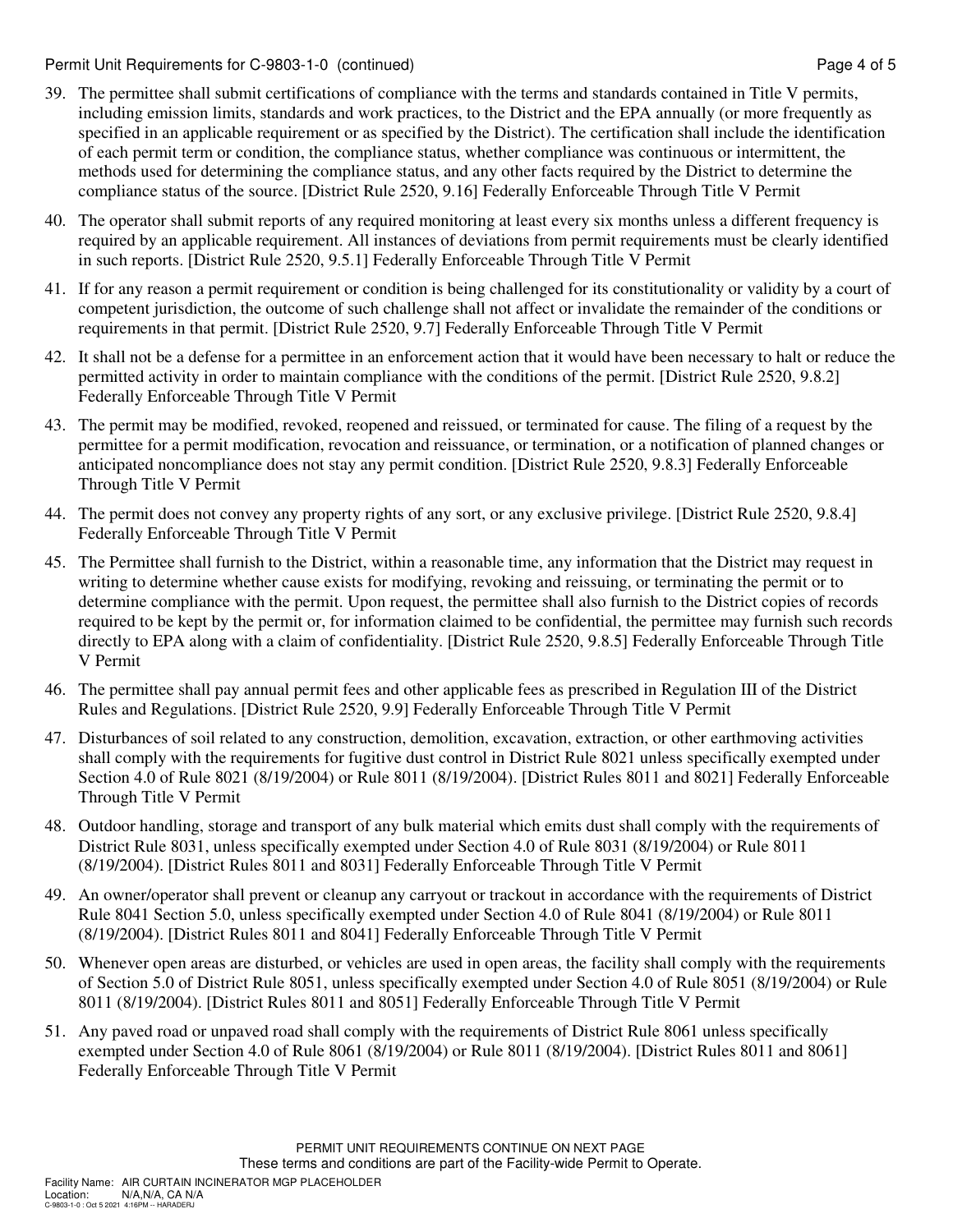39. The permittee shall submit certifications of compliance with the terms and standards contained in Title V permits, including emission limits, standards and work practices, to the District and the EPA annually (or more frequently as specified in an applicable requirement or as specified by the District). The certification shall include the identification of each permit term or condition, the compliance status, whether compliance was continuous or intermittent, the methods used for determining the compliance status, and any other facts required by the District to determine the compliance status of the source. [District Rule 2520, 9.16] Federally Enforceable Through Title V Permit

40. The operator shall submit reports of any required monitoring at least every six months unless a different frequency is required by an applicable requirement. All instances of deviations from permit requirements must be clearly identified in such reports. [District Rule 2520, 9.5.1] Federally Enforceable Through Title V Permit

41. If for any reason a permit requirement or condition is being challenged for its constitutionality or validity by a court of competent jurisdiction, the outcome of such challenge shall not affect or invalidate the remainder of the conditions or requirements in that permit. [District Rule 2520, 9.7] Federally Enforceable Through Title V Permit

42. It shall not be a defense for a permittee in an enforcement action that it would have been necessary to halt or reduce the permitted activity in order to maintain compliance with the conditions of the permit. [District Rule 2520, 9.8.2] Federally Enforceable Through Title V Permit

43. The permit may be modified, revoked, reopened and reissued, or terminated for cause. The filing of a request by the permittee for a permit modification, revocation and reissuance, or termination, or a notification of planned changes or anticipated noncompliance does not stay any permit condition. [District Rule 2520, 9.8.3] Federally Enforceable Through Title V Permit

44. The permit does not convey any property rights of any sort, or any exclusive privilege. [District Rule 2520, 9.8.4] Federally Enforceable Through Title V Permit

45. The Permittee shall furnish to the District, within a reasonable time, any information that the District may request in writing to determine whether cause exists for modifying, revoking and reissuing, or terminating the permit or to determine compliance with the permit. Upon request, the permittee shall also furnish to the District copies of records required to be kept by the permit or, for information claimed to be confidential, the permittee may furnish such records directly to EPA along with a claim of confidentiality. [District Rule 2520, 9.8.5] Federally Enforceable Through Title V Permit

46. The permittee shall pay annual permit fees and other applicable fees as prescribed in Regulation III of the District Rules and Regulations. [District Rule 2520, 9.9] Federally Enforceable Through Title V Permit

47. Disturbances of soil related to any construction, demolition, excavation, extraction, or other earthmoving activities shall comply with the requirements for fugitive dust control in District Rule 8021 unless specifically exempted under Section 4.0 of Rule 8021 (8/19/2004) or Rule 8011 (8/19/2004). [District Rules 8011 and 8021] Federally Enforceable Through Title V Permit

48. Outdoor handling, storage and transport of any bulk material which emits dust shall comply with the requirements of District Rule 8031, unless specifically exempted under Section 4.0 of Rule 8031 (8/19/2004) or Rule 8011 (8/19/2004). [District Rules 8011 and 8031] Federally Enforceable Through Title V Permit

49. An owner/operator shall prevent or cleanup any carryout or trackout in accordance with the requirements of District Rule 8041 Section 5.0, unless specifically exempted under Section 4.0 of Rule 8041 (8/19/2004) or Rule 8011 (8/19/2004). [District Rules 8011 and 8041] Federally Enforceable Through Title V Permit

50. Whenever open areas are disturbed, or vehicles are used in open areas, the facility shall comply with the requirements of Section 5.0 of District Rule 8051, unless specifically exempted under Section 4.0 of Rule 8051 (8/19/2004) or Rule 8011 (8/19/2004). [District Rules 8011 and 8051] Federally Enforceable Through Title V Permit

51. Any paved road or unpaved road shall comply with the requirements of District Rule 8061 unless specifically exempted under Section 4.0 of Rule 8061 (8/19/2004) or Rule 8011 (8/19/2004). [District Rules 8011 and 8061] Federally Enforceable Through Title V Permit

PERMIT UNIT REQUIREMENTS CONTINUE ON NEXT PAGE
These terms and conditions are part of the Facility-wide Permit to Operate.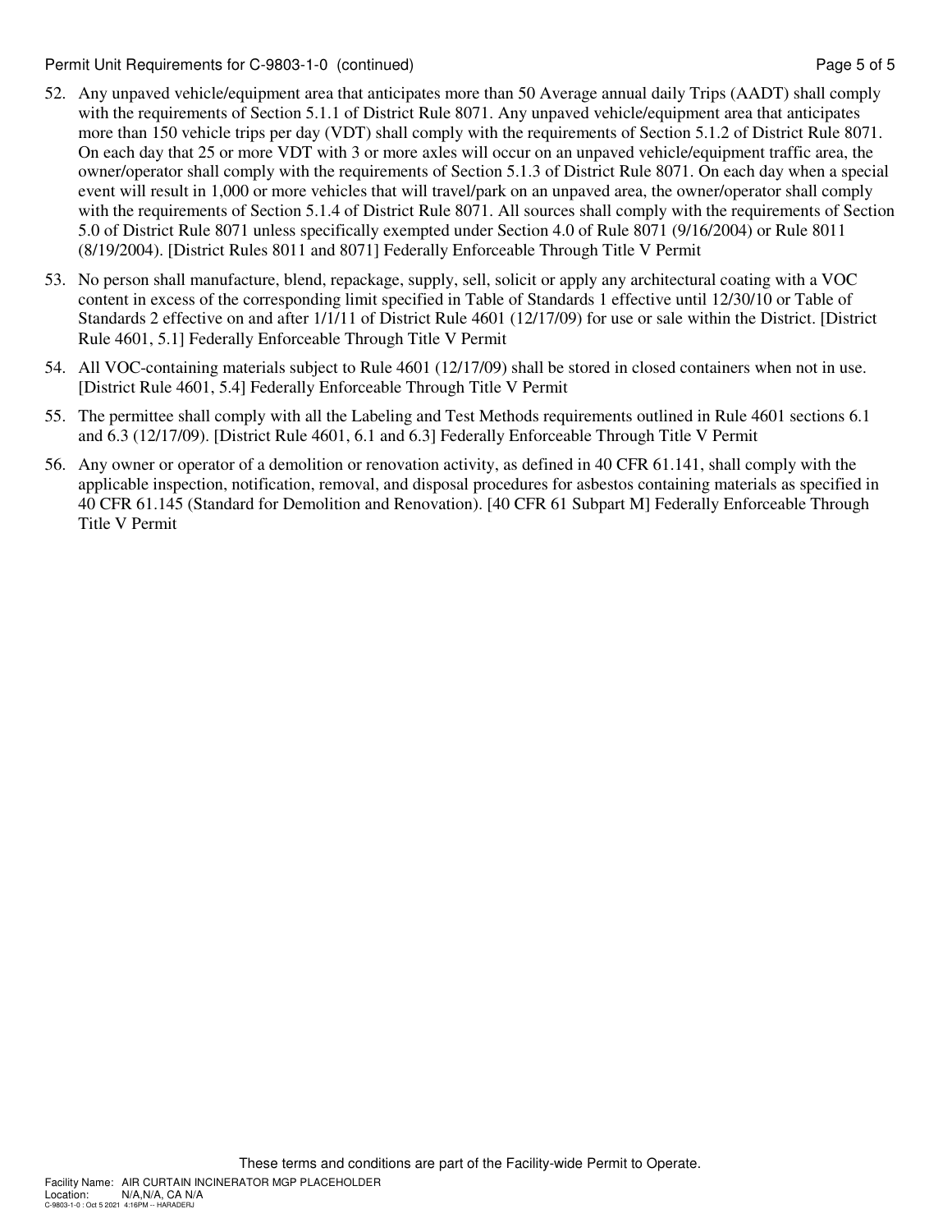52. Any unpaved vehicle/equipment area that anticipates more than 50 Average annual daily Trips (AADT) shall comply with the requirements of Section 5.1.1 of District Rule 8071. Any unpaved vehicle/equipment area that anticipates more than 150 vehicle trips per day (VDT) shall comply with the requirements of Section 5.1.2 of District Rule 8071. On each day that 25 or more VDT with 3 or more axles will occur on an unpaved vehicle/equipment traffic area, the owner/operator shall comply with the requirements of Section 5.1.3 of District Rule 8071. On each day when a special event will result in 1,000 or more vehicles that will travel/park on an unpaved area, the owner/operator shall comply with the requirements of Section 5.1.4 of District Rule 8071. All sources shall comply with the requirements of Section 5.0 of District Rule 8071 unless specifically exempted under Section 4.0 of Rule 8071 (9/16/2004) or Rule 8011 (8/19/2004). [District Rules 8011 and 8071] Federally Enforceable Through Title V Permit

53. No person shall manufacture, blend, repackage, supply, sell, solicit or apply any architectural coating with a VOC content in excess of the corresponding limit specified in Table of Standards 1 effective until 12/30/10 or Table of Standards 2 effective on and after 1/1/11 of District Rule 4601 (12/17/09) for use or sale within the District. [District Rule 4601, 5.1] Federally Enforceable Through Title V Permit

54. All VOC-containing materials subject to Rule 4601 (12/17/09) shall be stored in closed containers when not in use. [District Rule 4601, 5.4] Federally Enforceable Through Title V Permit

55. The permittee shall comply with all the Labeling and Test Methods requirements outlined in Rule 4601 sections 6.1 and 6.3 (12/17/09). [District Rule 4601, 6.1 and 6.3] Federally Enforceable Through Title V Permit

56. Any owner or operator of a demolition or renovation activity, as defined in 40 CFR 61.141, shall comply with the applicable inspection, notification, removal, and disposal procedures for asbestos containing materials as specified in 40 CFR 61.145 (Standard for Demolition and Renovation). [40 CFR 61 Subpart M] Federally Enforceable Through Title V Permit

These terms and conditions are part of the Facility-wide Permit to Operate.